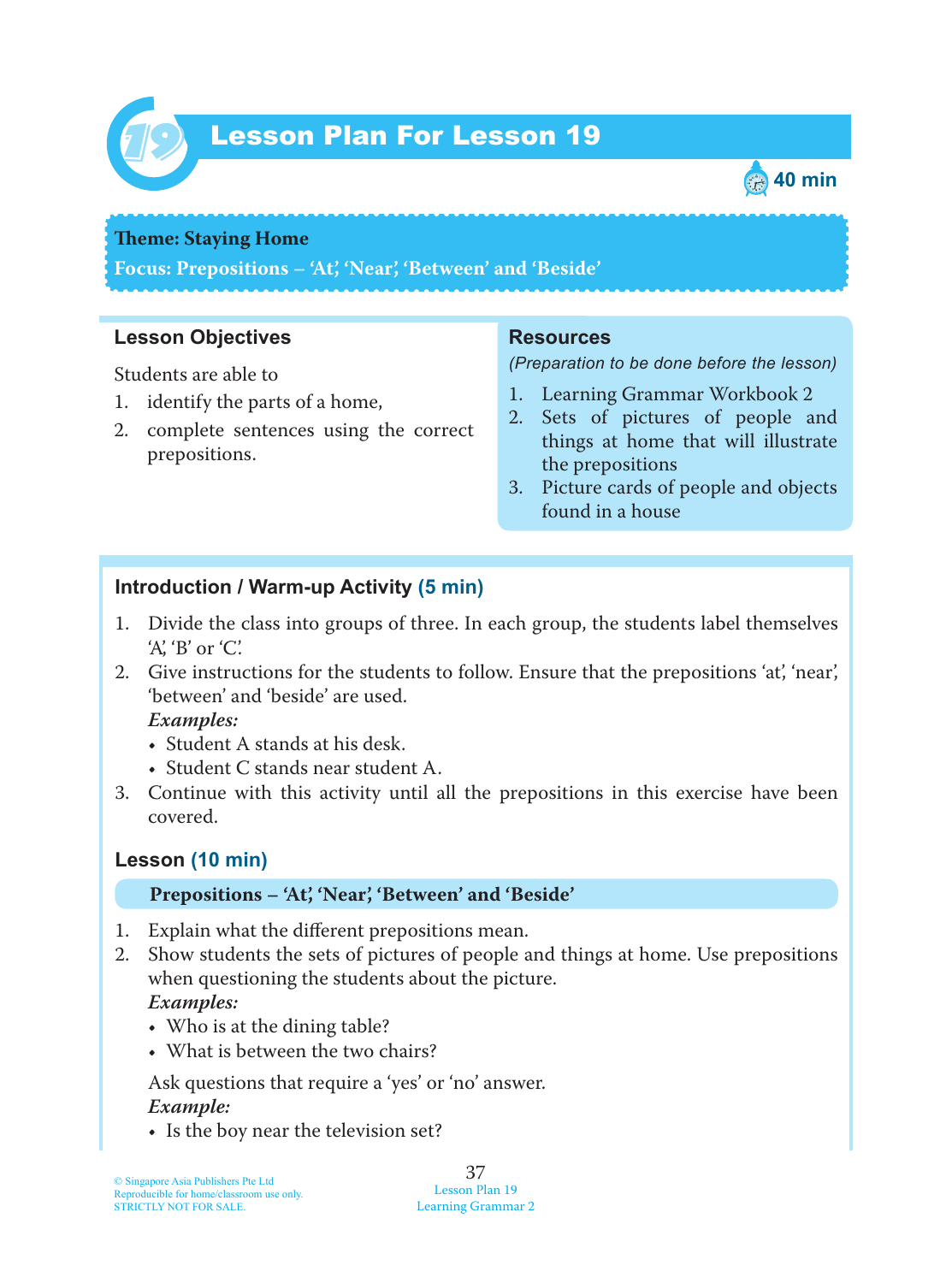# Lesson Plan For Lesson 19

40 min

**Theme: Staying Home**

**Focus: Prepositions – 'At', 'Near', 'Between' and 'Beside'**

## Lesson Objectives

Students are able to

1. identify the parts of a home,
2. complete sentences using the correct prepositions.

## Resources

*(Preparation to be done before the lesson)*

1. Learning Grammar Workbook 2
2. Sets of pictures of people and things at home that will illustrate the prepositions
3. Picture cards of people and objects found in a house

## Introduction / Warm-up Activity (5 min)

1. Divide the class into groups of three. In each group, the students label themselves 'A', 'B' or 'C'.
2. Give instructions for the students to follow. Ensure that the prepositions 'at', 'near', 'between' and 'beside' are used.

   ***Examples:***
   - Student A stands at his desk.
   - Student C stands near student A.
3. Continue with this activity until all the prepositions in this exercise have been covered.

## Lesson (10 min)

**Prepositions – 'At', 'Near', 'Between' and 'Beside'**

1. Explain what the different prepositions mean.
2. Show students the sets of pictures of people and things at home. Use prepositions when questioning the students about the picture.

   ***Examples:***
   - Who is at the dining table?
   - What is between the two chairs?

   Ask questions that require a 'yes' or 'no' answer.

   ***Example:***
   - Is the boy near the television set?

© Singapore Asia Publishers Pte Ltd
Reproducible for home/classroom use only.
STRICTLY NOT FOR SALE.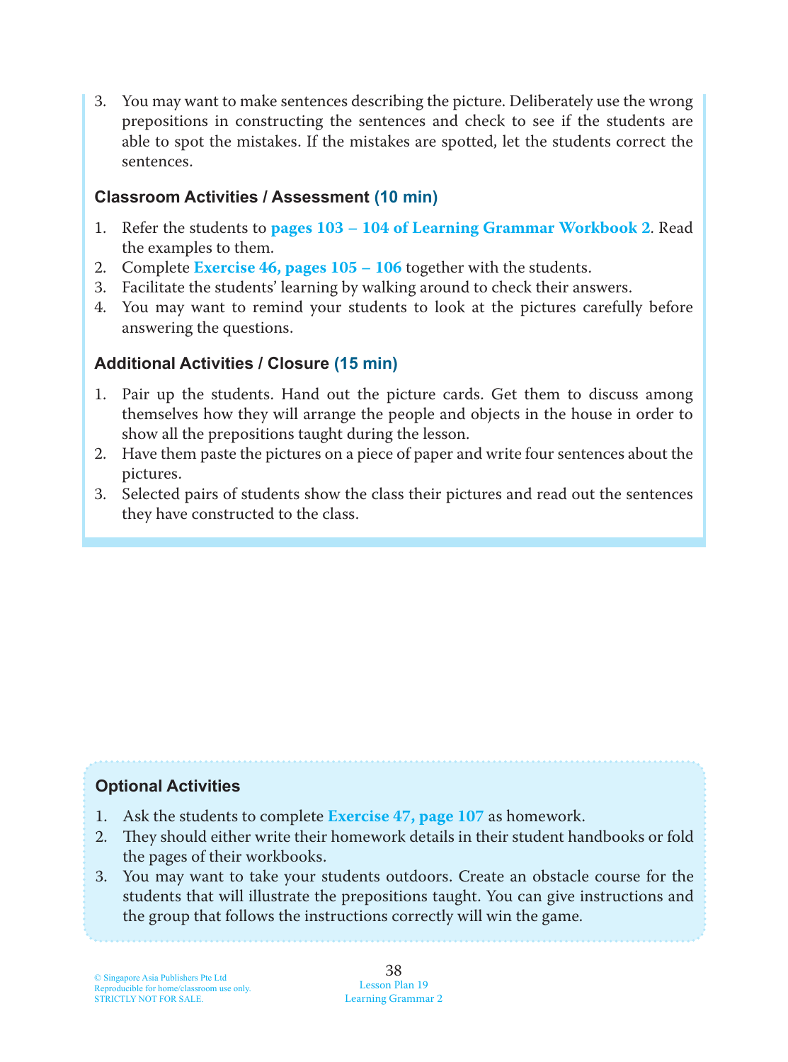3. You may want to make sentences describing the picture. Deliberately use the wrong prepositions in constructing the sentences and check to see if the students are able to spot the mistakes. If the mistakes are spotted, let the students correct the sentences.

### Classroom Activities / Assessment (10 min)

1. Refer the students to **pages 103 – 104 of Learning Grammar Workbook 2**. Read the examples to them.
2. Complete **Exercise 46, pages 105 – 106** together with the students.
3. Facilitate the students' learning by walking around to check their answers.
4. You may want to remind your students to look at the pictures carefully before answering the questions.

### Additional Activities / Closure (15 min)

1. Pair up the students. Hand out the picture cards. Get them to discuss among themselves how they will arrange the people and objects in the house in order to show all the prepositions taught during the lesson.
2. Have them paste the pictures on a piece of paper and write four sentences about the pictures.
3. Selected pairs of students show the class their pictures and read out the sentences they have constructed to the class.

### Optional Activities

1. Ask the students to complete **Exercise 47, page 107** as homework.
2. They should either write their homework details in their student handbooks or fold the pages of their workbooks.
3. You may want to take your students outdoors. Create an obstacle course for the students that will illustrate the prepositions taught. You can give instructions and the group that follows the instructions correctly will win the game.